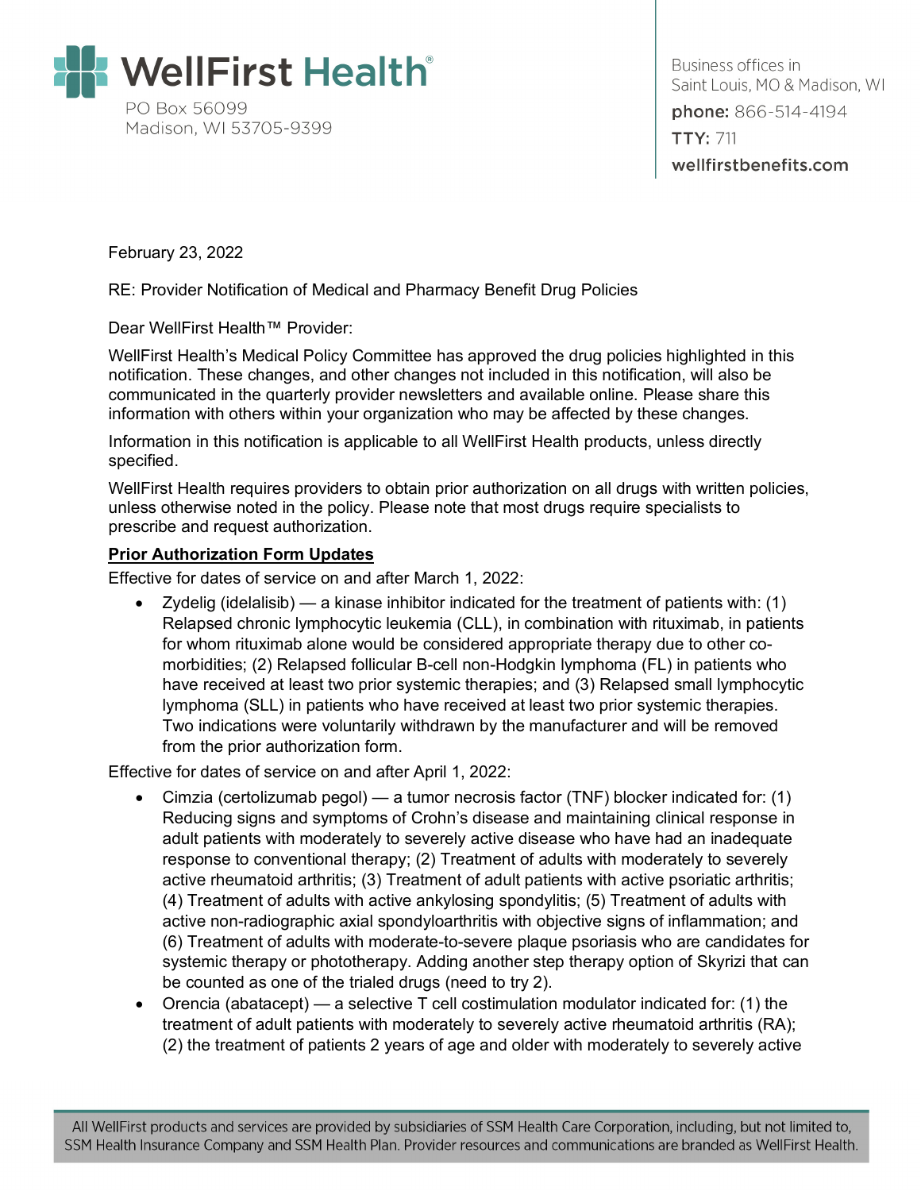# WellFirst Health®

PO Box 56099
Madison, WI 53705-9399

Business offices in
Saint Louis, MO & Madison, WI
**phone:** 866-514-4194
**TTY:** 711
**wellfirstbenefits.com**

February 23, 2022

RE: Provider Notification of Medical and Pharmacy Benefit Drug Policies

Dear WellFirst Health™ Provider:

WellFirst Health's Medical Policy Committee has approved the drug policies highlighted in this notification. These changes, and other changes not included in this notification, will also be communicated in the quarterly provider newsletters and available online. Please share this information with others within your organization who may be affected by these changes.

Information in this notification is applicable to all WellFirst Health products, unless directly specified.

WellFirst Health requires providers to obtain prior authorization on all drugs with written policies, unless otherwise noted in the policy. Please note that most drugs require specialists to prescribe and request authorization.

**Prior Authorization Form Updates**

Effective for dates of service on and after March 1, 2022:

- Zydelig (idelalisib) — a kinase inhibitor indicated for the treatment of patients with: (1) Relapsed chronic lymphocytic leukemia (CLL), in combination with rituximab, in patients for whom rituximab alone would be considered appropriate therapy due to other co-morbidities; (2) Relapsed follicular B-cell non-Hodgkin lymphoma (FL) in patients who have received at least two prior systemic therapies; and (3) Relapsed small lymphocytic lymphoma (SLL) in patients who have received at least two prior systemic therapies. Two indications were voluntarily withdrawn by the manufacturer and will be removed from the prior authorization form.

Effective for dates of service on and after April 1, 2022:

- Cimzia (certolizumab pegol) — a tumor necrosis factor (TNF) blocker indicated for: (1) Reducing signs and symptoms of Crohn's disease and maintaining clinical response in adult patients with moderately to severely active disease who have had an inadequate response to conventional therapy; (2) Treatment of adults with moderately to severely active rheumatoid arthritis; (3) Treatment of adult patients with active psoriatic arthritis; (4) Treatment of adults with active ankylosing spondylitis; (5) Treatment of adults with active non-radiographic axial spondyloarthritis with objective signs of inflammation; and (6) Treatment of adults with moderate-to-severe plaque psoriasis who are candidates for systemic therapy or phototherapy. Adding another step therapy option of Skyrizi that can be counted as one of the trialed drugs (need to try 2).
- Orencia (abatacept) — a selective T cell costimulation modulator indicated for: (1) the treatment of adult patients with moderately to severely active rheumatoid arthritis (RA); (2) the treatment of patients 2 years of age and older with moderately to severely active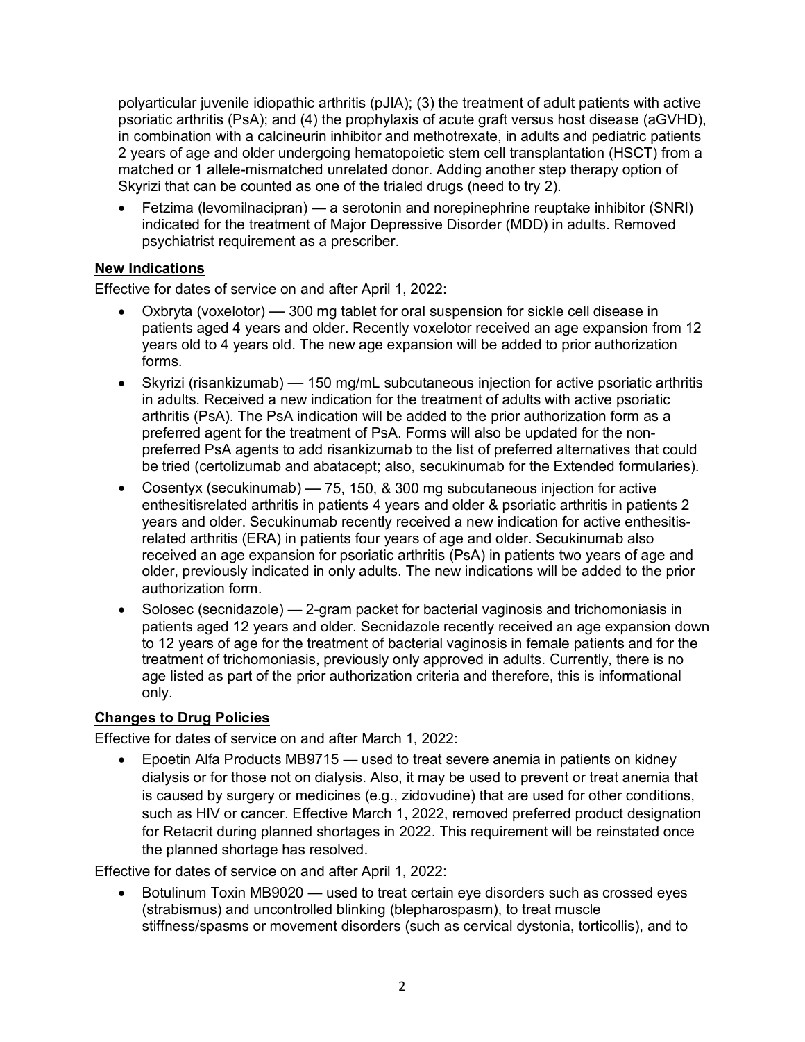polyarticular juvenile idiopathic arthritis (pJIA); (3) the treatment of adult patients with active psoriatic arthritis (PsA); and (4) the prophylaxis of acute graft versus host disease (aGVHD), in combination with a calcineurin inhibitor and methotrexate, in adults and pediatric patients 2 years of age and older undergoing hematopoietic stem cell transplantation (HSCT) from a matched or 1 allele-mismatched unrelated donor. Adding another step therapy option of Skyrizi that can be counted as one of the trialed drugs (need to try 2).

- Fetzima (levomilnacipran) — a serotonin and norepinephrine reuptake inhibitor (SNRI) indicated for the treatment of Major Depressive Disorder (MDD) in adults. Removed psychiatrist requirement as a prescriber.

**New Indications**

Effective for dates of service on and after April 1, 2022:

- Oxbryta (voxelotor) — 300 mg tablet for oral suspension for sickle cell disease in patients aged 4 years and older. Recently voxelotor received an age expansion from 12 years old to 4 years old. The new age expansion will be added to prior authorization forms.
- Skyrizi (risankizumab) — 150 mg/mL subcutaneous injection for active psoriatic arthritis in adults. Received a new indication for the treatment of adults with active psoriatic arthritis (PsA). The PsA indication will be added to the prior authorization form as a preferred agent for the treatment of PsA. Forms will also be updated for the non-preferred PsA agents to add risankizumab to the list of preferred alternatives that could be tried (certolizumab and abatacept; also, secukinumab for the Extended formularies).
- Cosentyx (secukinumab) — 75, 150, & 300 mg subcutaneous injection for active enthesitisrelated arthritis in patients 4 years and older & psoriatic arthritis in patients 2 years and older. Secukinumab recently received a new indication for active enthesitis-related arthritis (ERA) in patients four years of age and older. Secukinumab also received an age expansion for psoriatic arthritis (PsA) in patients two years of age and older, previously indicated in only adults. The new indications will be added to the prior authorization form.
- Solosec (secnidazole) — 2-gram packet for bacterial vaginosis and trichomoniasis in patients aged 12 years and older. Secnidazole recently received an age expansion down to 12 years of age for the treatment of bacterial vaginosis in female patients and for the treatment of trichomoniasis, previously only approved in adults. Currently, there is no age listed as part of the prior authorization criteria and therefore, this is informational only.

**Changes to Drug Policies**

Effective for dates of service on and after March 1, 2022:

- Epoetin Alfa Products MB9715 — used to treat severe anemia in patients on kidney dialysis or for those not on dialysis. Also, it may be used to prevent or treat anemia that is caused by surgery or medicines (e.g., zidovudine) that are used for other conditions, such as HIV or cancer. Effective March 1, 2022, removed preferred product designation for Retacrit during planned shortages in 2022. This requirement will be reinstated once the planned shortage has resolved.

Effective for dates of service on and after April 1, 2022:

- Botulinum Toxin MB9020 — used to treat certain eye disorders such as crossed eyes (strabismus) and uncontrolled blinking (blepharospasm), to treat muscle stiffness/spasms or movement disorders (such as cervical dystonia, torticollis), and to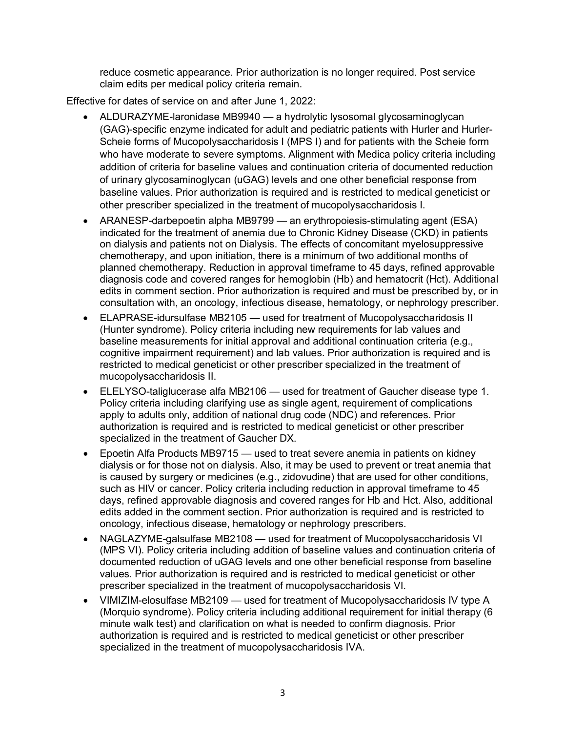reduce cosmetic appearance. Prior authorization is no longer required. Post service claim edits per medical policy criteria remain.

Effective for dates of service on and after June 1, 2022:

- ALDURAZYME-laronidase MB9940 — a hydrolytic lysosomal glycosaminoglycan (GAG)-specific enzyme indicated for adult and pediatric patients with Hurler and Hurler-Scheie forms of Mucopolysaccharidosis I (MPS I) and for patients with the Scheie form who have moderate to severe symptoms. Alignment with Medica policy criteria including addition of criteria for baseline values and continuation criteria of documented reduction of urinary glycosaminoglycan (uGAG) levels and one other beneficial response from baseline values. Prior authorization is required and is restricted to medical geneticist or other prescriber specialized in the treatment of mucopolysaccharidosis I.
- ARANESP-darbepoetin alpha MB9799 — an erythropoiesis-stimulating agent (ESA) indicated for the treatment of anemia due to Chronic Kidney Disease (CKD) in patients on dialysis and patients not on Dialysis. The effects of concomitant myelosuppressive chemotherapy, and upon initiation, there is a minimum of two additional months of planned chemotherapy. Reduction in approval timeframe to 45 days, refined approvable diagnosis code and covered ranges for hemoglobin (Hb) and hematocrit (Hct). Additional edits in comment section. Prior authorization is required and must be prescribed by, or in consultation with, an oncology, infectious disease, hematology, or nephrology prescriber.
- ELAPRASE-idursulfase MB2105 — used for treatment of Mucopolysaccharidosis II (Hunter syndrome). Policy criteria including new requirements for lab values and baseline measurements for initial approval and additional continuation criteria (e.g., cognitive impairment requirement) and lab values. Prior authorization is required and is restricted to medical geneticist or other prescriber specialized in the treatment of mucopolysaccharidosis II.
- ELELYSO-taliglucerase alfa MB2106 — used for treatment of Gaucher disease type 1. Policy criteria including clarifying use as single agent, requirement of complications apply to adults only, addition of national drug code (NDC) and references. Prior authorization is required and is restricted to medical geneticist or other prescriber specialized in the treatment of Gaucher DX.
- Epoetin Alfa Products MB9715 — used to treat severe anemia in patients on kidney dialysis or for those not on dialysis. Also, it may be used to prevent or treat anemia that is caused by surgery or medicines (e.g., zidovudine) that are used for other conditions, such as HIV or cancer. Policy criteria including reduction in approval timeframe to 45 days, refined approvable diagnosis and covered ranges for Hb and Hct. Also, additional edits added in the comment section. Prior authorization is required and is restricted to oncology, infectious disease, hematology or nephrology prescribers.
- NAGLAZYME-galsulfase MB2108 — used for treatment of Mucopolysaccharidosis VI (MPS VI). Policy criteria including addition of baseline values and continuation criteria of documented reduction of uGAG levels and one other beneficial response from baseline values. Prior authorization is required and is restricted to medical geneticist or other prescriber specialized in the treatment of mucopolysaccharidosis VI.
- VIMIZIM-elosulfase MB2109 — used for treatment of Mucopolysaccharidosis IV type A (Morquio syndrome). Policy criteria including additional requirement for initial therapy (6 minute walk test) and clarification on what is needed to confirm diagnosis. Prior authorization is required and is restricted to medical geneticist or other prescriber specialized in the treatment of mucopolysaccharidosis IVA.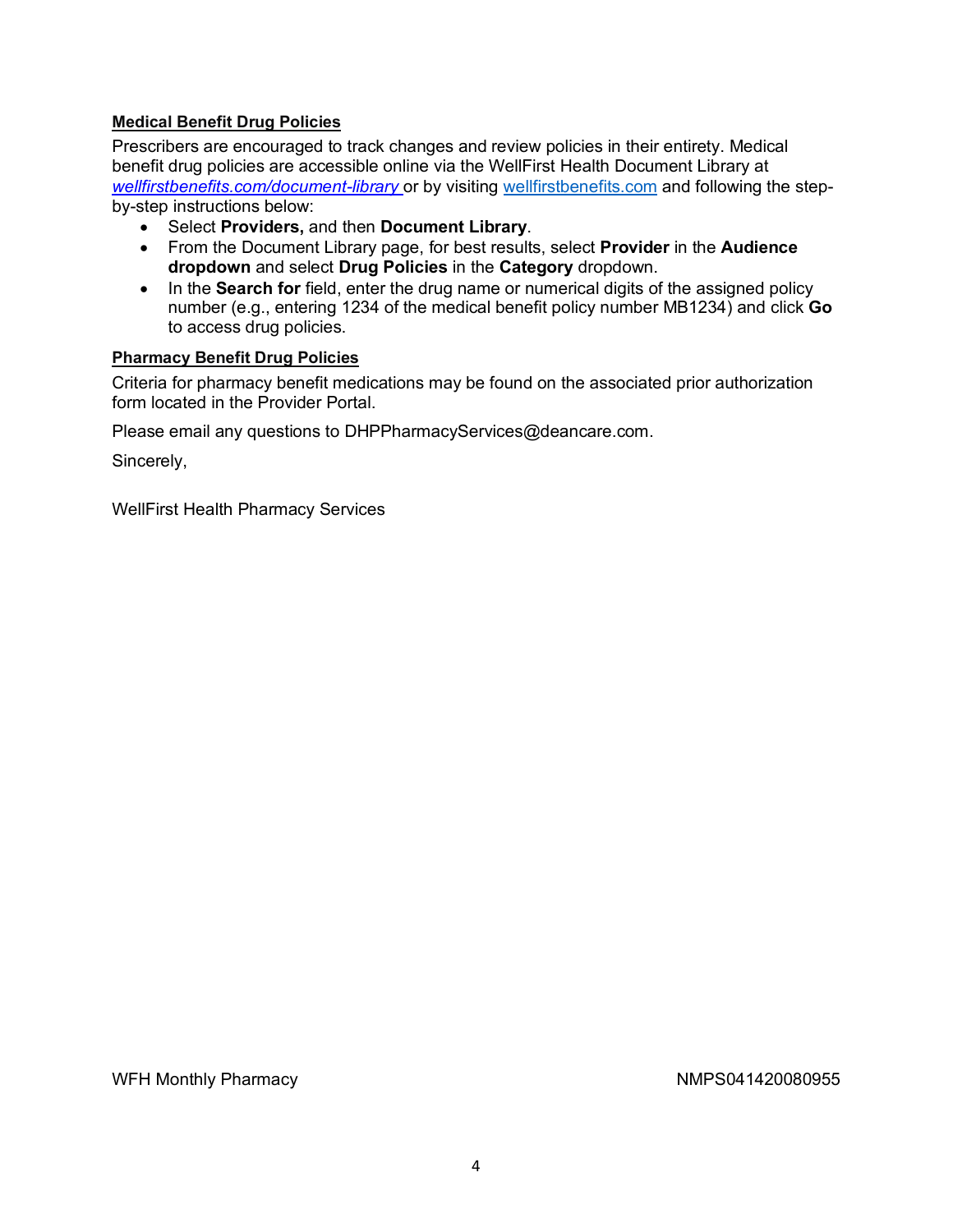**Medical Benefit Drug Policies**

Prescribers are encouraged to track changes and review policies in their entirety. Medical benefit drug policies are accessible online via the WellFirst Health Document Library at *wellfirstbenefits.com/document-library* or by visiting wellfirstbenefits.com and following the step-by-step instructions below:

- Select **Providers,** and then **Document Library**.
- From the Document Library page, for best results, select **Provider** in the **Audience dropdown** and select **Drug Policies** in the **Category** dropdown.
- In the **Search for** field, enter the drug name or numerical digits of the assigned policy number (e.g., entering 1234 of the medical benefit policy number MB1234) and click **Go** to access drug policies.

**Pharmacy Benefit Drug Policies**

Criteria for pharmacy benefit medications may be found on the associated prior authorization form located in the Provider Portal.

Please email any questions to DHPPharmacyServices@deancare.com.

Sincerely,

WellFirst Health Pharmacy Services

WFH Monthly Pharmacy NMPS041420080955